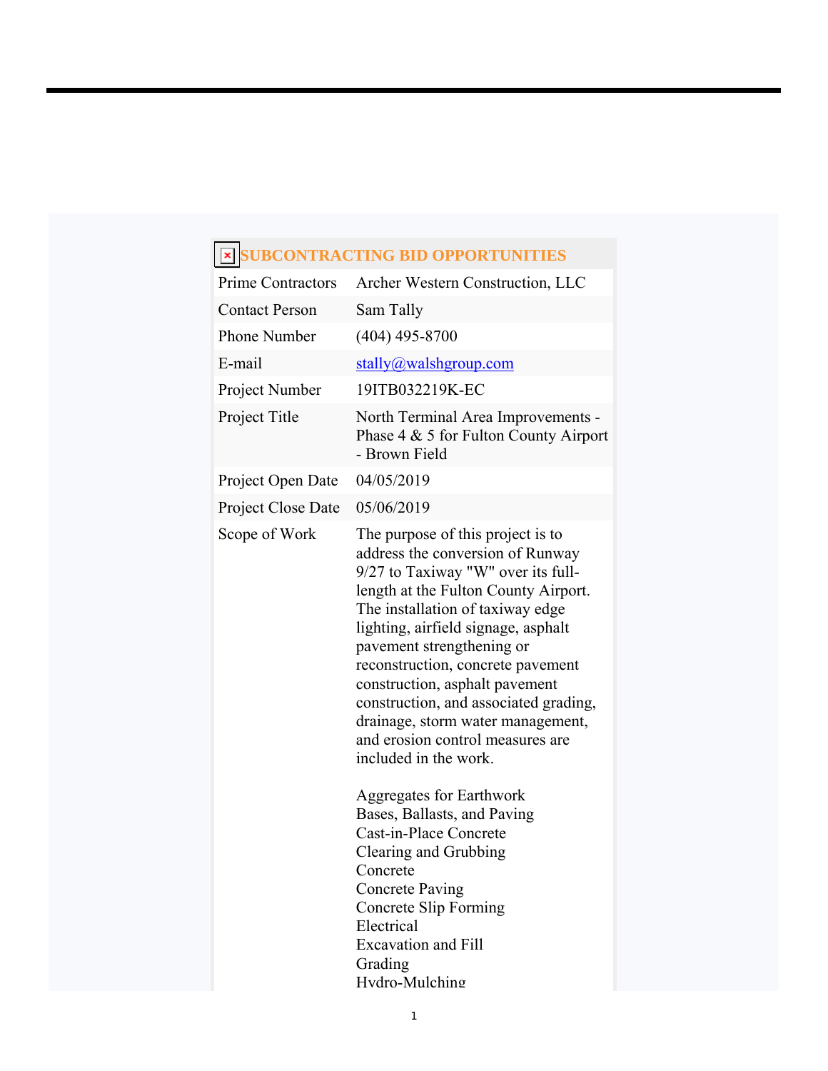## SUBCONTRACTING BID OPPORTUNITIES

| | |
|---|---|
| Prime Contractors | Archer Western Construction, LLC |
| Contact Person | Sam Tally |
| Phone Number | (404) 495-8700 |
| E-mail | stally@walshgroup.com |
| Project Number | 19ITB032219K-EC |
| Project Title | North Terminal Area Improvements - Phase 4 & 5 for Fulton County Airport - Brown Field |
| Project Open Date | 04/05/2019 |
| Project Close Date | 05/06/2019 |
| Scope of Work | The purpose of this project is to address the conversion of Runway 9/27 to Taxiway "W" over its full-length at the Fulton County Airport. The installation of taxiway edge lighting, airfield signage, asphalt pavement strengthening or reconstruction, concrete pavement construction, asphalt pavement construction, and associated grading, drainage, storm water management, and erosion control measures are included in the work.<br><br>Aggregates for Earthwork<br>Bases, Ballasts, and Paving<br>Cast-in-Place Concrete<br>Clearing and Grubbing<br>Concrete<br>Concrete Paving<br>Concrete Slip Forming<br>Electrical<br>Excavation and Fill<br>Grading<br>Hydro-Mulching |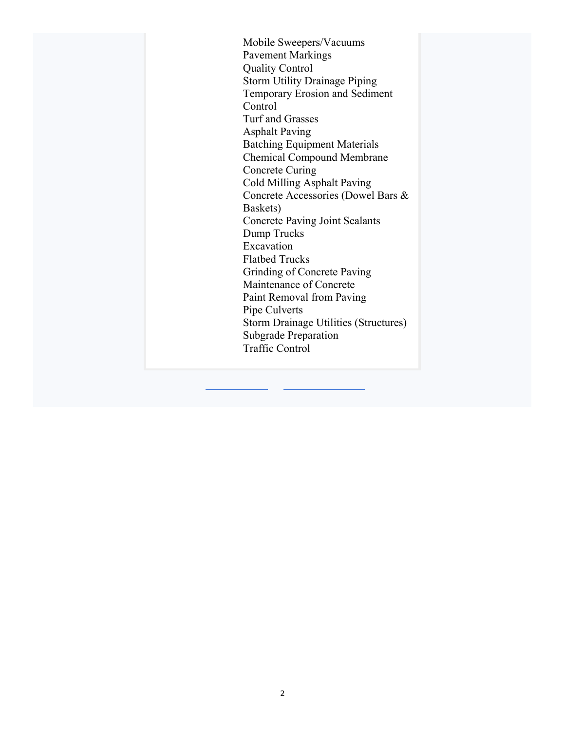Mobile Sweepers/Vacuums
Pavement Markings
Quality Control
Storm Utility Drainage Piping
Temporary Erosion and Sediment Control
Turf and Grasses
Asphalt Paving
Batching Equipment Materials
Chemical Compound Membrane
Concrete Curing
Cold Milling Asphalt Paving
Concrete Accessories (Dowel Bars & Baskets)
Concrete Paving Joint Sealants
Dump Trucks
Excavation
Flatbed Trucks
Grinding of Concrete Paving
Maintenance of Concrete
Paint Removal from Paving
Pipe Culverts
Storm Drainage Utilities (Structures)
Subgrade Preparation
Traffic Control